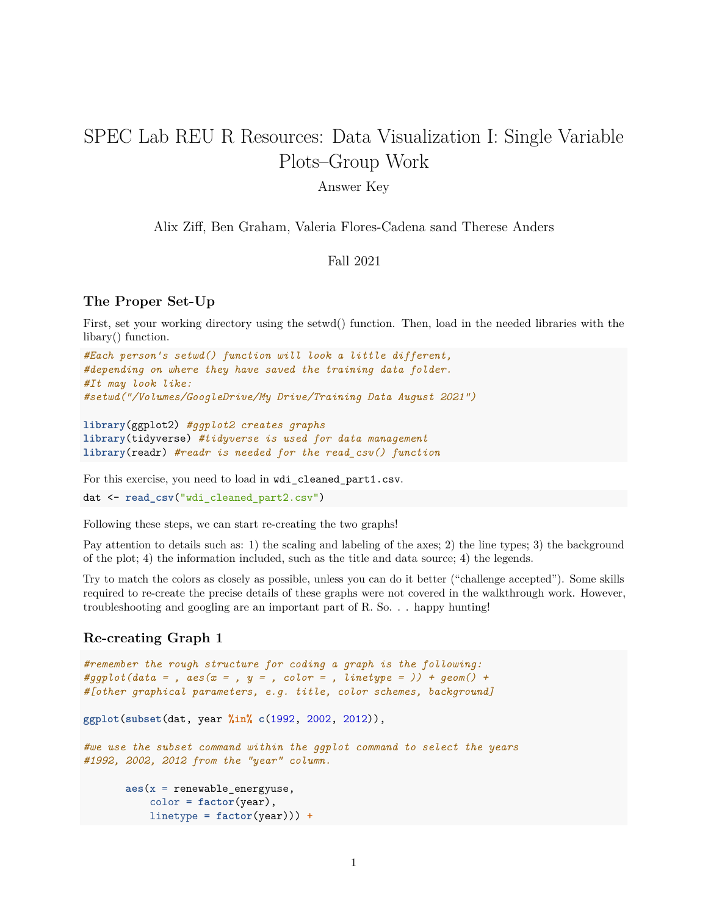# SPEC Lab REU R Resources: Data Visualization I: Single Variable Plots–Group Work

Answer Key

Alix Ziff, Ben Graham, Valeria Flores-Cadena sand Therese Anders

Fall 2021

## The Proper Set-Up

First, set your working directory using the setwd() function. Then, load in the needed libraries with the libary() function.

```
#Each person's setwd() function will look a little different,
#depending on where they have saved the training data folder.
#It may look like:
#setwd("/Volumes/GoogleDrive/My Drive/Training Data August 2021")

library(ggplot2) #ggplot2 creates graphs
library(tidyverse) #tidyverse is used for data management
library(readr) #readr is needed for the read_csv() function
```

For this exercise, you need to load in `wdi_cleaned_part1.csv`.

```
dat <- read_csv("wdi_cleaned_part2.csv")
```

Following these steps, we can start re-creating the two graphs!

Pay attention to details such as: 1) the scaling and labeling of the axes; 2) the line types; 3) the background of the plot; 4) the information included, such as the title and data source; 4) the legends.

Try to match the colors as closely as possible, unless you can do it better ("challenge accepted"). Some skills required to re-create the precise details of these graphs were not covered in the walkthrough work. However, troubleshooting and googling are an important part of R. So. . . happy hunting!

## Re-creating Graph 1

```
#remember the rough structure for coding a graph is the following:
#ggplot(data = , aes(x = , y = , color = , linetype = )) + geom() +
#[other graphical parameters, e.g. title, color schemes, background]

ggplot(subset(dat, year %in% c(1992, 2002, 2012)),

#we use the subset command within the ggplot command to select the years
#1992, 2002, 2012 from the "year" column.

       aes(x = renewable_energyuse,
           color = factor(year),
           linetype = factor(year))) +
```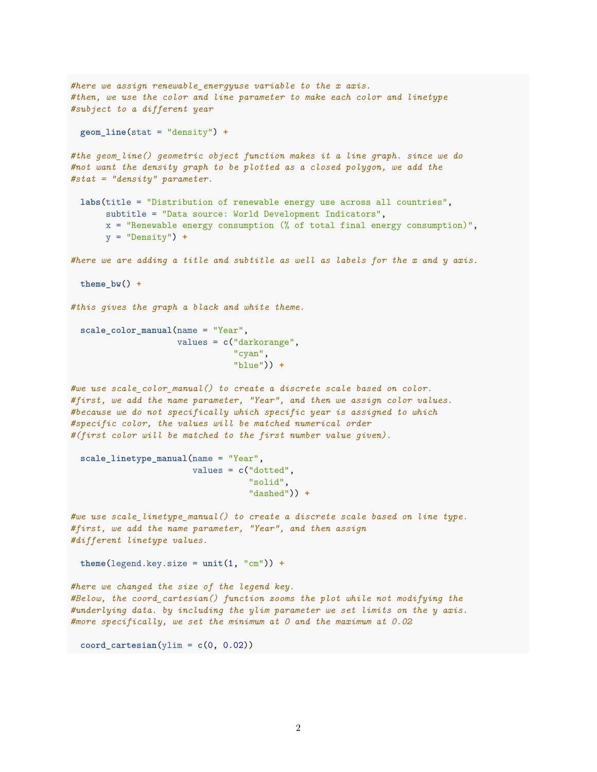```r
#here we assign renewable_energyuse variable to the x axis.
#then, we use the color and line parameter to make each color and linetype
#subject to a different year

  geom_line(stat = "density") +

#the geom_line() geometric object function makes it a line graph. since we do
#not want the density graph to be plotted as a closed polygon, we add the
#stat = "density" parameter.

  labs(title = "Distribution of renewable energy use across all countries",
       subtitle = "Data source: World Development Indicators",
       x = "Renewable energy consumption (% of total final energy consumption)",
       y = "Density") +

#here we are adding a title and subtitle as well as labels for the x and y axis.

  theme_bw() +

#this gives the graph a black and white theme.

  scale_color_manual(name = "Year",
                     values = c("darkorange",
                                "cyan",
                                "blue")) +

#we use scale_color_manual() to create a discrete scale based on color.
#first, we add the name parameter, "Year", and then we assign color values.
#because we do not specifically which specific year is assigned to which
#specific color, the values will be matched numerical order
#(first color will be matched to the first number value given).

  scale_linetype_manual(name = "Year",
                        values = c("dotted",
                                   "solid",
                                   "dashed")) +

#we use scale_linetype_manual() to create a discrete scale based on line type.
#first, we add the name parameter, "Year", and then assign
#different linetype values.

  theme(legend.key.size = unit(1, "cm")) +

#here we changed the size of the legend key.
#Below, the coord_cartesian() function zooms the plot while not modifying the
#underlying data. by including the ylim parameter we set limits on the y axis.
#more specifically, we set the minimum at 0 and the maximum at 0.02

  coord_cartesian(ylim = c(0, 0.02))
```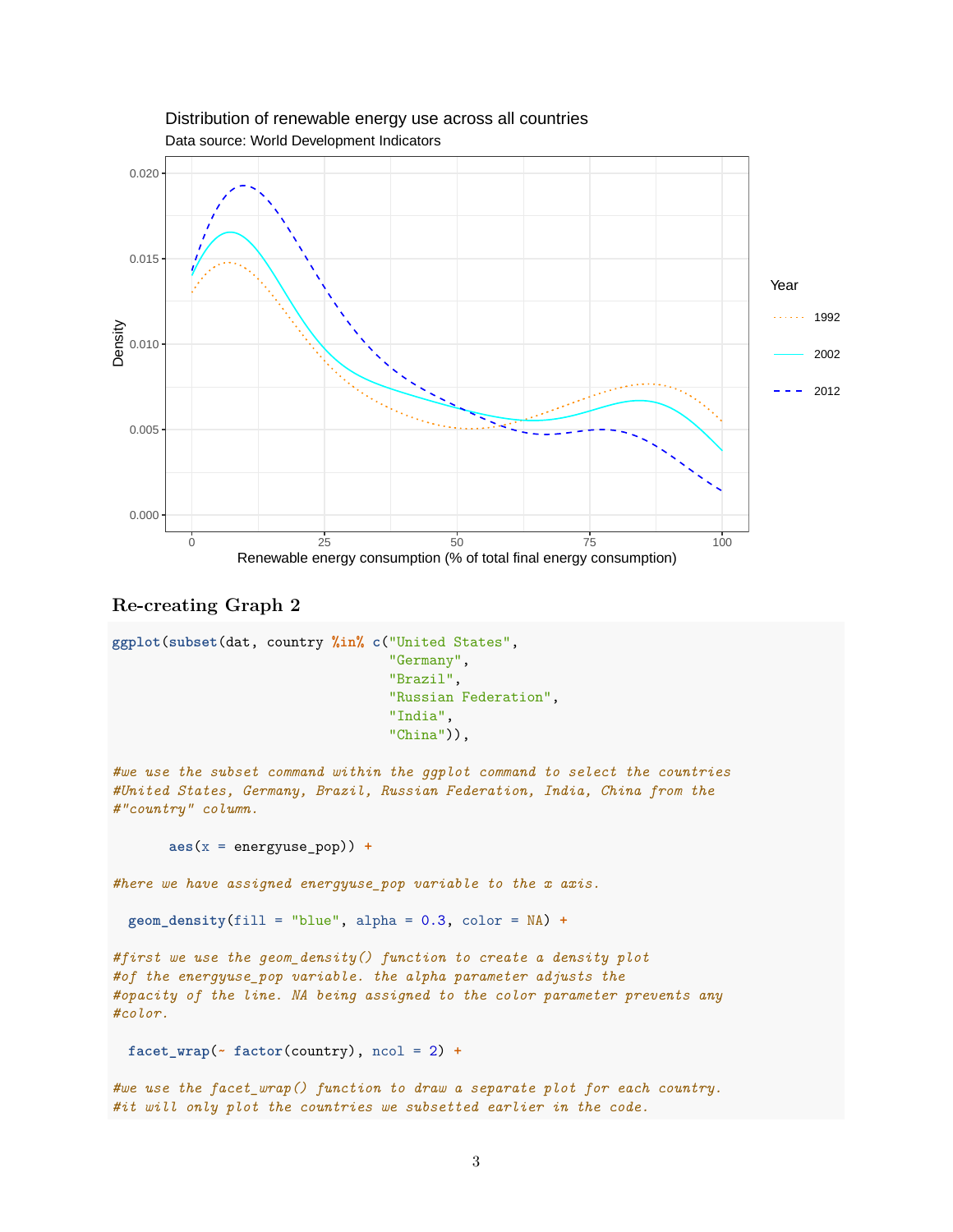Distribution of renewable energy use across all countries

Data source: World Development Indicators

## Re-creating Graph 2

```r
ggplot(subset(dat, country %in% c("United States",
                                  "Germany",
                                  "Brazil",
                                  "Russian Federation",
                                  "India",
                                  "China")),

#we use the subset command within the ggplot command to select the countries
#United States, Germany, Brazil, Russian Federation, India, China from the
#"country" column.

       aes(x = energyuse_pop)) +

#here we have assigned energyuse_pop variable to the x axis.

  geom_density(fill = "blue", alpha = 0.3, color = NA) +

#first we use the geom_density() function to create a density plot
#of the energyuse_pop variable. the alpha parameter adjusts the
#opacity of the line. NA being assigned to the color parameter prevents any
#color.

  facet_wrap(~ factor(country), ncol = 2) +

#we use the facet_wrap() function to draw a separate plot for each country.
#it will only plot the countries we subsetted earlier in the code.
```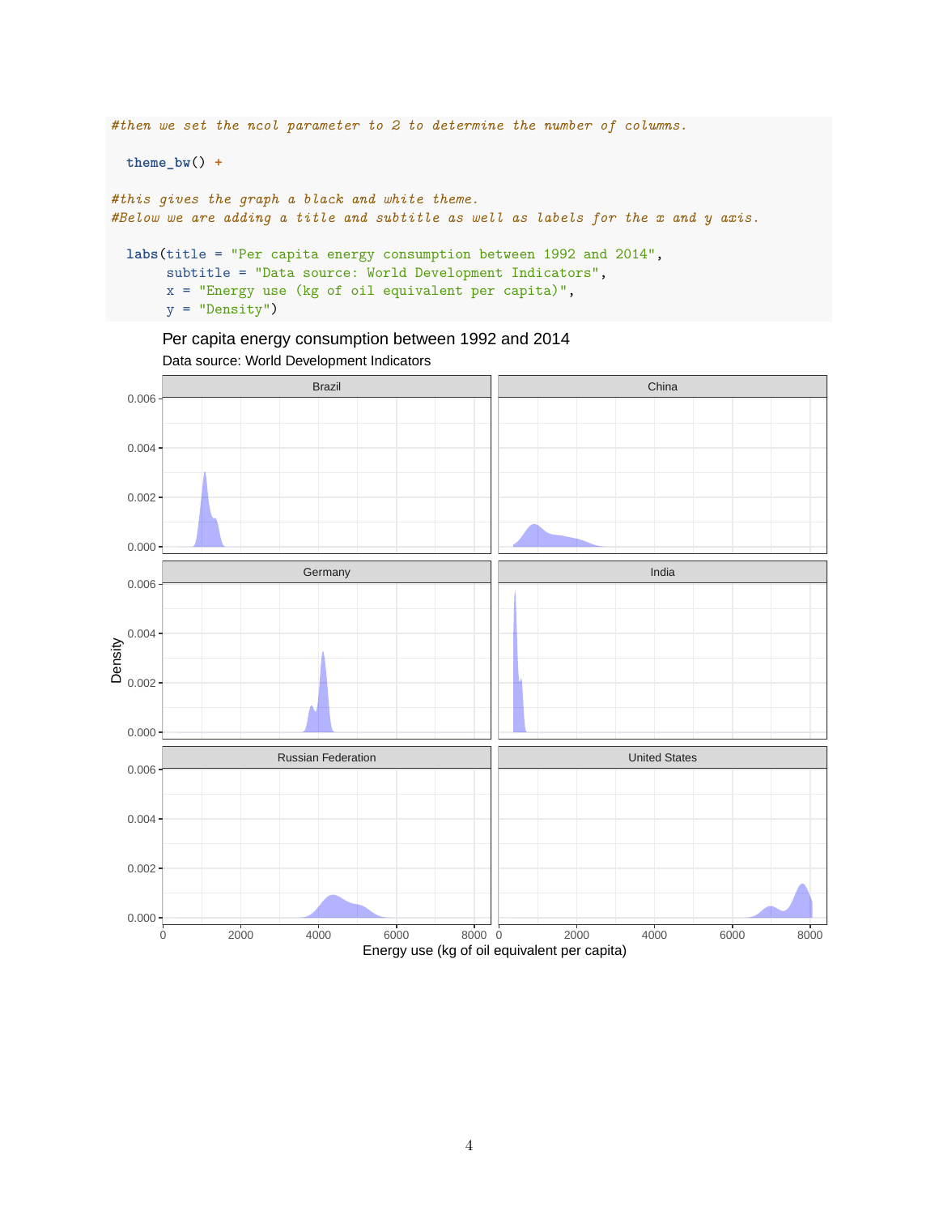```
#then we set the ncol parameter to 2 to determine the number of columns.

  theme_bw() +

#this gives the graph a black and white theme.
#Below we are adding a title and subtitle as well as labels for the x and y axis.

  labs(title = "Per capita energy consumption between 1992 and 2014",
       subtitle = "Data source: World Development Indicators",
       x = "Energy use (kg of oil equivalent per capita)",
       y = "Density")
```

Per capita energy consumption between 1992 and 2014

Data source: World Development Indicators

Brazil

China

Germany

India

Russian Federation

United States

Density

0.006
0.004
0.002
0.000

0
2000
4000
6000
8000

Energy use (kg of oil equivalent per capita)